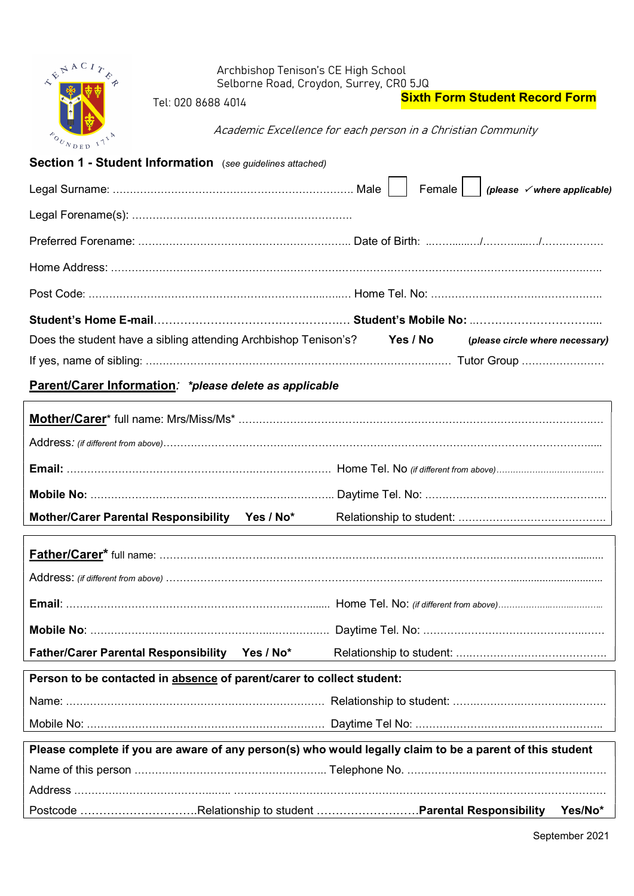Archbishop Tenison's CE High School
Selborne Road, Croydon, Surrey, CR0 5JQ

Tel: 020 8688 4014

**Sixth Form Student Record Form**

*Academic Excellence for each person in a Christian Community*

## Section 1 - Student Information (*see guidelines attached*)

Legal Surname: ………………………………………………………………. Male ☐ Female ☐ ***(please ✓ where applicable)***

Legal Forename(s): ……………………………………………………….

Preferred Forename: ……………………………………………………. Date of Birth: ……………/…………../……………

Home Address: ……………………………………………………………………………………………………………………

Post Code: ……………………………………………………………….. Home Tel. No: …………………………………………

**Student's Home E-mail**……………………………………………. **Student's Mobile No:** …………………………….

Does the student have a sibling attending Archbishop Tenison's? **Yes / No** ***(please circle where necessary)***

If yes, name of sibling: ……………………………………………………………………… Tutor Group ……………………

**Parent/Carer Information**: ***\*please delete as applicable***

**Mother/Carer**\* full name: Mrs/Miss/Ms\* ……………………………………………………………………………………

Address*: (if different from above)*……………………………………………………………………………………………

**Email:** ……………………………………………………………………… Home Tel. No *(if different from above)*……………………………

**Mobile No:** ……………………………………………………………… Daytime Tel. No: ……………………………………………

**Mother/Carer Parental Responsibility Yes / No\*** Relationship to student: ……………………………………

**Father/Carer\*** full name: ……………………………………………………………………………………………………

Address: *(if different from above)* ……………………………………………………………………………………………

**Email**: ……………………………………………………………………… Home Tel. No: *(if different from above)*……………………………

**Mobile No**: ……………………………………………………………… Daytime Tel. No: ……………………………………………

**Father/Carer Parental Responsibility Yes / No\*** Relationship to student: ……………………………………

**Person to be contacted in absence of parent/carer to collect student:**

Name: ……………………………………………………………………… Relationship to student: ……………………………………

Mobile No: ……………………………………………………………… Daytime Tel No: ……………………………………………

**Please complete if you are aware of any person(s) who would legally claim to be a parent of this student**

Name of this person ……………………………………………… Telephone No. …………………………………………………

Address ……………………………………… ……………………………………………………………………………………

Postcode …………………………Relationship to student ………………………**Parental Responsibility Yes/No\***

September 2021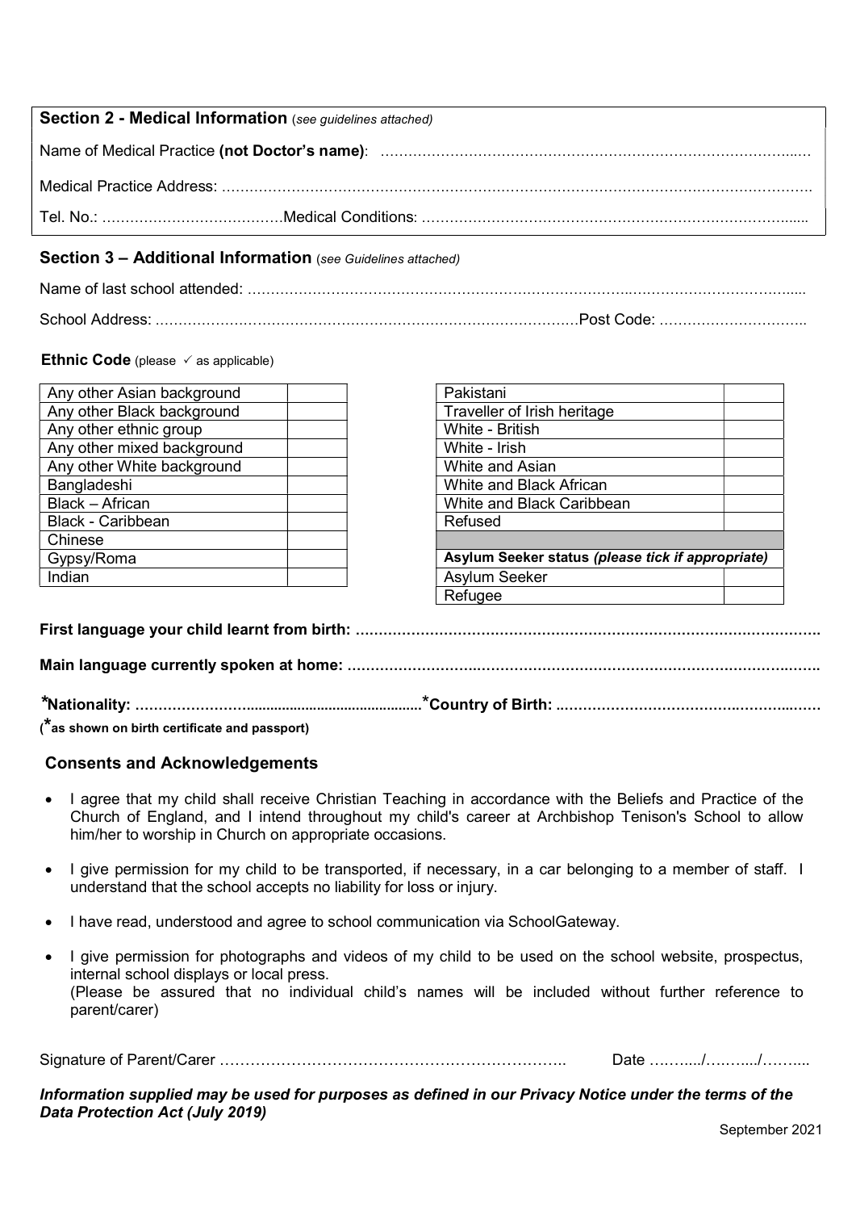## Section 2 - Medical Information *(see guidelines attached)*

Name of Medical Practice **(not Doctor's name)**: ……………………………………………………………………………...

Medical Practice Address: ………………………………………………………………………………………………………….

Tel. No.: …………………………………Medical Conditions: ……………………………………………………………………......

## Section 3 – Additional Information *(see Guidelines attached)*

Name of last school attended: ……………………………………………………………………………………………….....

School Address: ………………………………………………………………………………Post Code: …………………………..

**Ethnic Code** (please ✓ as applicable)

| | |
|---|---|
| Any other Asian background | |
| Any other Black background | |
| Any other ethnic group | |
| Any other mixed background | |
| Any other White background | |
| Bangladeshi | |
| Black – African | |
| Black - Caribbean | |
| Chinese | |
| Gypsy/Roma | |
| Indian | |

| | |
|---|---|
| Pakistani | |
| Traveller of Irish heritage | |
| White - British | |
| White - Irish | |
| White and Asian | |
| White and Black African | |
| White and Black Caribbean | |
| Refused | |
| | |
| **Asylum Seeker status *(please tick if appropriate)*** | |
| Asylum Seeker | |
| Refugee | |

**First language your child learnt from birth: ……………………………………………………………………………………….**

**Main language currently spoken at home: ………………………………………………………………………………………….**

***Nationality: ………………….............................................\*Country of Birth: ………………………………………………**

**(\*as shown on birth certificate and passport)**

### Consents and Acknowledgements

- I agree that my child shall receive Christian Teaching in accordance with the Beliefs and Practice of the Church of England, and I intend throughout my child's career at Archbishop Tenison's School to allow him/her to worship in Church on appropriate occasions.
- I give permission for my child to be transported, if necessary, in a car belonging to a member of staff. I understand that the school accepts no liability for loss or injury.
- I have read, understood and agree to school communication via SchoolGateway.
- I give permission for photographs and videos of my child to be used on the school website, prospectus, internal school displays or local press.
  (Please be assured that no individual child's names will be included without further reference to parent/carer)

Signature of Parent/Carer ……………………………………………………………….  Date ………../………../……...

***Information supplied may be used for purposes as defined in our Privacy Notice under the terms of the Data Protection Act (July 2019)***

September 2021